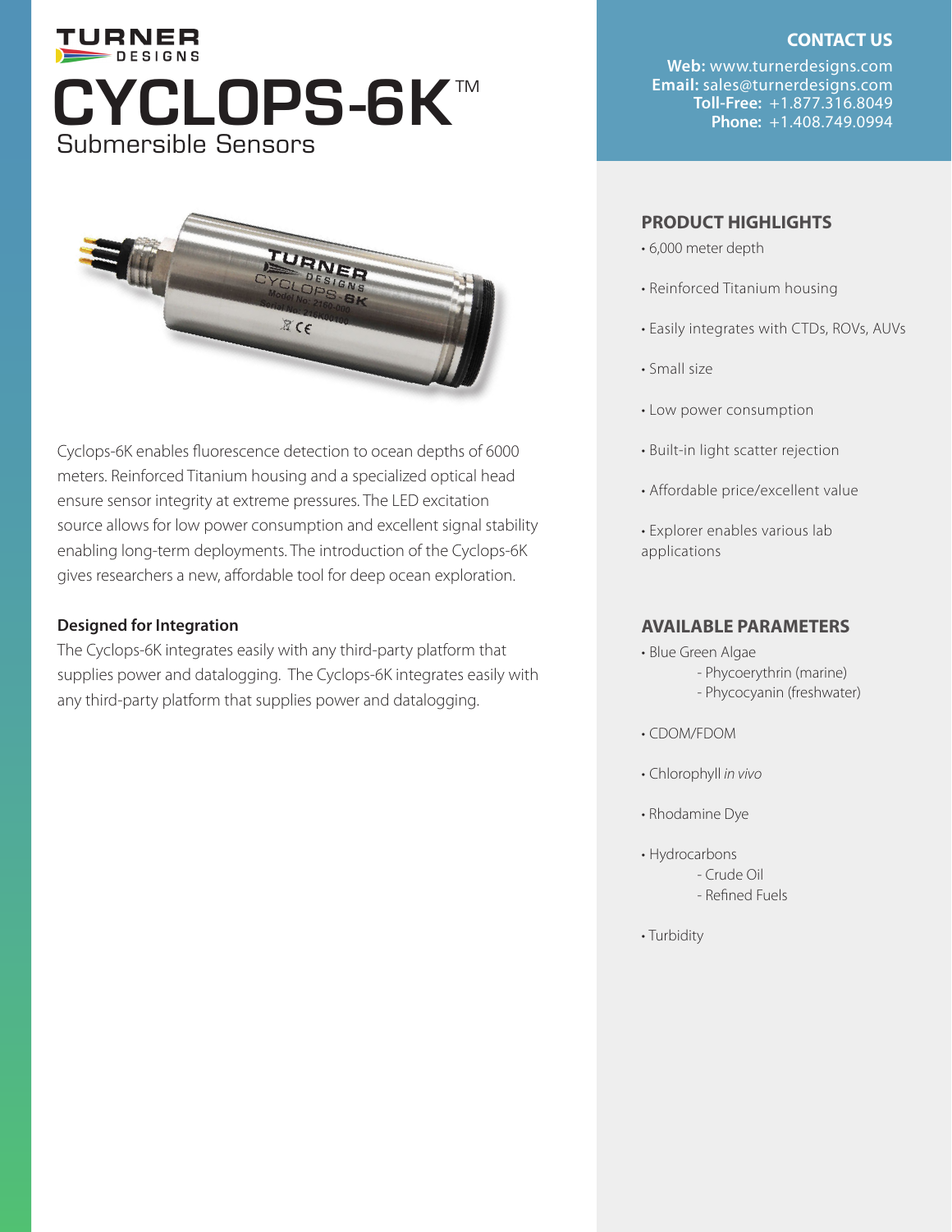TURNER DESIGNS

# CYCLOPS-6K™

## Submersible Sensors

Cyclops-6K enables fluorescence detection to ocean depths of 6000 meters. Reinforced Titanium housing and a specialized optical head ensure sensor integrity at extreme pressures. The LED excitation source allows for low power consumption and excellent signal stability enabling long-term deployments. The introduction of the Cyclops-6K gives researchers a new, affordable tool for deep ocean exploration.

**Designed for Integration**

The Cyclops-6K integrates easily with any third-party platform that supplies power and datalogging. The Cyclops-6K integrates easily with any third-party platform that supplies power and datalogging.

### CONTACT US

**Web:** www.turnerdesigns.com
**Email:** sales@turnerdesigns.com
**Toll-Free:** +1.877.316.8049
**Phone:** +1.408.749.0994

### PRODUCT HIGHLIGHTS

- 6,000 meter depth
- Reinforced Titanium housing
- Easily integrates with CTDs, ROVs, AUVs
- Small size
- Low power consumption
- Built-in light scatter rejection
- Affordable price/excellent value
- Explorer enables various lab applications

### AVAILABLE PARAMETERS

- Blue Green Algae
  - Phycoerythrin (marine)
  - Phycocyanin (freshwater)
- CDOM/FDOM
- Chlorophyll *in vivo*
- Rhodamine Dye
- Hydrocarbons
  - Crude Oil
  - Refined Fuels
- Turbidity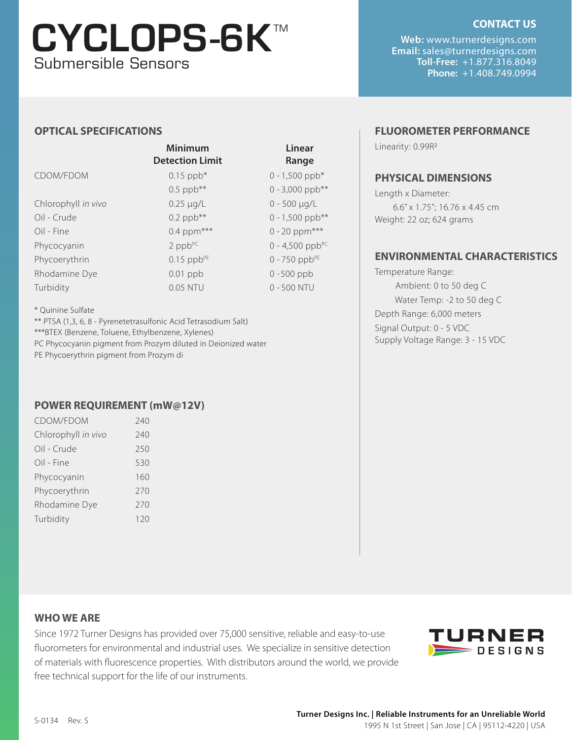# CYCLOPS-6K™

Submersible Sensors

**CONTACT US**

**Web:** www.turnerdesigns.com
**Email:** sales@turnerdesigns.com
**Toll-Free:** +1.877.316.8049
**Phone:** +1.408.749.0994

## OPTICAL SPECIFICATIONS

| | Minimum Detection Limit | Linear Range |
|---|---|---|
| CDOM/FDOM | 0.15 ppb* | 0 - 1,500 ppb* |
| | 0.5 ppb** | 0 - 3,000 ppb** |
| Chlorophyll *in vivo* | 0.25 µg/L | 0 - 500 µg/L |
| Oil - Crude | 0.2 ppb** | 0 - 1,500 ppb** |
| Oil - Fine | 0.4 ppm*** | 0 - 20 ppm*** |
| Phycocyanin | 2 ppb[PC] | 0 - 4,500 ppb[PC] |
| Phycoerythrin | 0.15 ppb[PE] | 0 - 750 ppb[PE] |
| Rhodamine Dye | 0.01 ppb | 0 -500 ppb |
| Turbidity | 0.05 NTU | 0 - 500 NTU |

\* Quinine Sulfate
** PTSA (1,3, 6, 8 - Pyrenetetrasulfonic Acid Tetrasodium Salt)
***BTEX (Benzene, Toluene, Ethylbenzene, Xylenes)
PC Phycocyanin pigment from Prozym diluted in Deionized water
PE Phycoerythrin pigment from Prozym di

## POWER REQUIREMENT (mW@12V)

| | |
|---|---|
| CDOM/FDOM | 240 |
| Chlorophyll *in vivo* | 240 |
| Oil - Crude | 250 |
| Oil - Fine | 530 |
| Phycocyanin | 160 |
| Phycoerythrin | 270 |
| Rhodamine Dye | 270 |
| Turbidity | 120 |

## FLUOROMETER PERFORMANCE

Linearity: $0.99R^2$

## PHYSICAL DIMENSIONS

Length x Diameter:
6.6” x 1.75”; 16.76 x 4.45 cm
Weight: 22 oz; 624 grams

## ENVIRONMENTAL CHARACTERISTICS

Temperature Range:
Ambient: 0 to 50 deg C
Water Temp: -2 to 50 deg C
Depth Range: 6,000 meters
Signal Output: 0 - 5 VDC
Supply Voltage Range: 3 - 15 VDC

## WHO WE ARE

Since 1972 Turner Designs has provided over 75,000 sensitive, reliable and easy-to-use fluorometers for environmental and industrial uses. We specialize in sensitive detection of materials with fluorescence properties. With distributors around the world, we provide free technical support for the life of our instruments.

TURNER DESIGNS

S-0134 Rev. S

**Turner Designs Inc. | Reliable Instruments for an Unreliable World**
1995 N 1st Street | San Jose | CA | 95112-4220 | USA